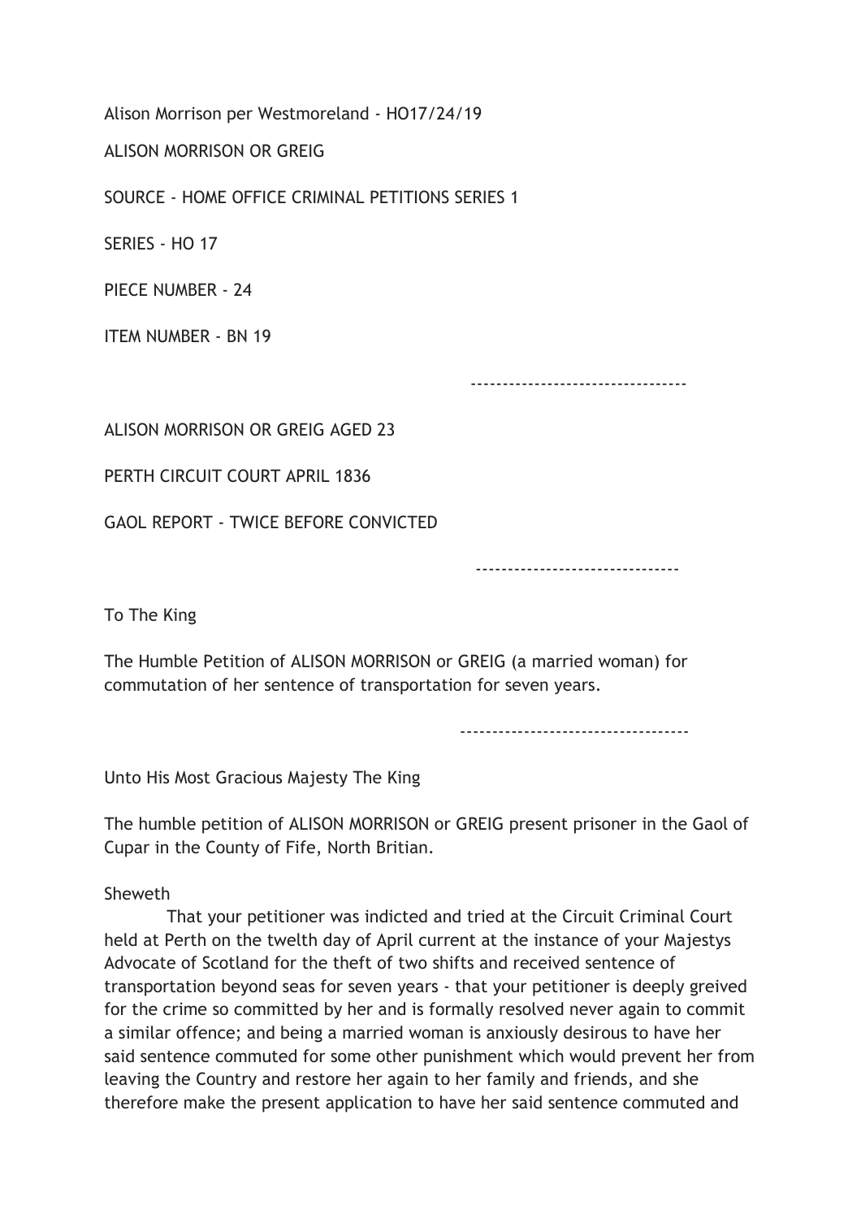Alison Morrison per Westmoreland - HO17/24/19

ALISON MORRISON OR GREIG

SOURCE - HOME OFFICE CRIMINAL PETITIONS SERIES 1

SERIES - HO 17

PIECE NUMBER - 24

ITEM NUMBER - BN 19

---------------------------------

ALISON MORRISON OR GREIG AGED 23

PERTH CIRCUIT COURT APRIL 1836

GAOL REPORT - TWICE BEFORE CONVICTED

-------------------------------

To The King

The Humble Petition of ALISON MORRISON or GREIG (a married woman) for commutation of her sentence of transportation for seven years.

-----------------------------------

Unto His Most Gracious Majesty The King

The humble petition of ALISON MORRISON or GREIG present prisoner in the Gaol of Cupar in the County of Fife, North Britian.

Sheweth

That your petitioner was indicted and tried at the Circuit Criminal Court held at Perth on the twelth day of April current at the instance of your Majestys Advocate of Scotland for the theft of two shifts and received sentence of transportation beyond seas for seven years - that your petitioner is deeply greived for the crime so committed by her and is formally resolved never again to commit a similar offence; and being a married woman is anxiously desirous to have her said sentence commuted for some other punishment which would prevent her from leaving the Country and restore her again to her family and friends, and she therefore make the present application to have her said sentence commuted and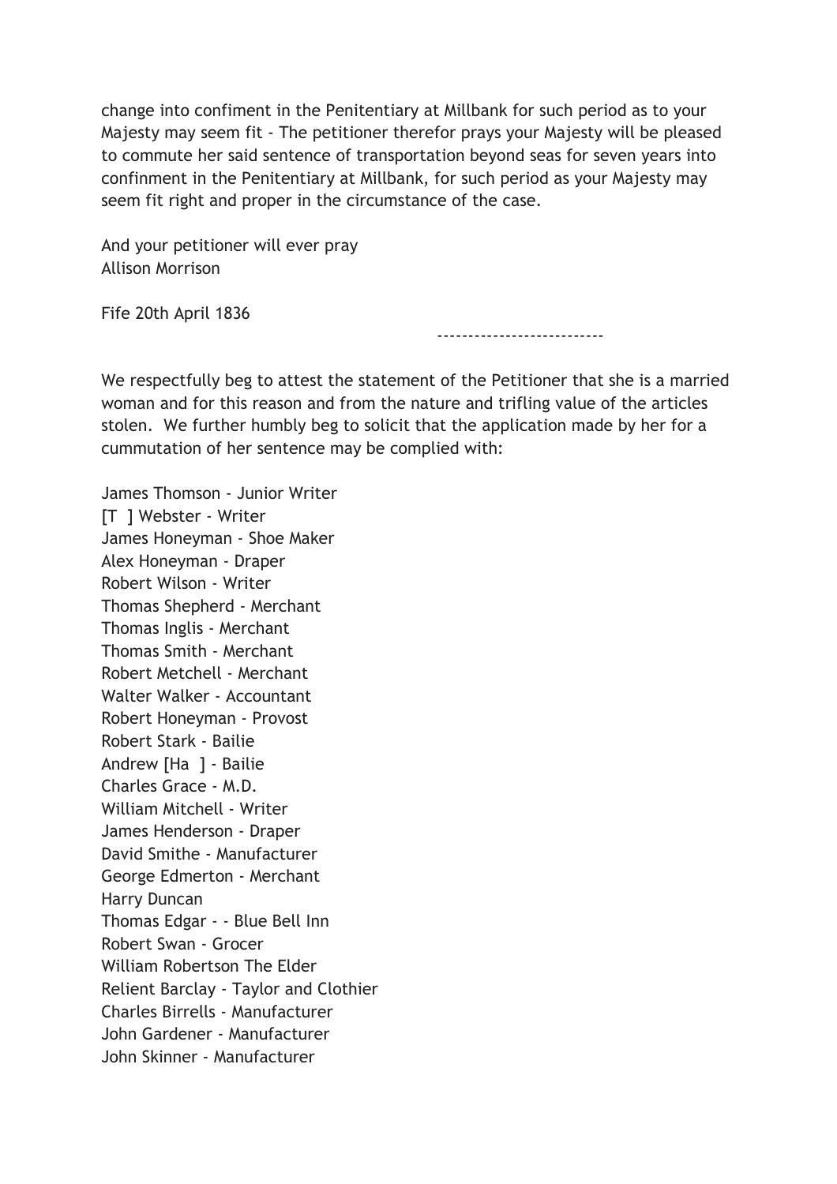change into confiment in the Penitentiary at Millbank for such period as to your Majesty may seem fit - The petitioner therefor prays your Majesty will be pleased to commute her said sentence of transportation beyond seas for seven years into confinment in the Penitentiary at Millbank, for such period as your Majesty may seem fit right and proper in the circumstance of the case.

And your petitioner will ever pray
Allison Morrison

Fife 20th April 1836

---

We respectfully beg to attest the statement of the Petitioner that she is a married woman and for this reason and from the nature and trifling value of the articles stolen. We further humbly beg to solicit that the application made by her for a cummutation of her sentence may be complied with:

James Thomson - Junior Writer
[T ] Webster - Writer
James Honeyman - Shoe Maker
Alex Honeyman - Draper
Robert Wilson - Writer
Thomas Shepherd - Merchant
Thomas Inglis - Merchant
Thomas Smith - Merchant
Robert Metchell - Merchant
Walter Walker - Accountant
Robert Honeyman - Provost
Robert Stark - Bailie
Andrew [Ha ] - Bailie
Charles Grace - M.D.
William Mitchell - Writer
James Henderson - Draper
David Smithe - Manufacturer
George Edmerton - Merchant
Harry Duncan
Thomas Edgar - - Blue Bell Inn
Robert Swan - Grocer
William Robertson The Elder
Relient Barclay - Taylor and Clothier
Charles Birrells - Manufacturer
John Gardener - Manufacturer
John Skinner - Manufacturer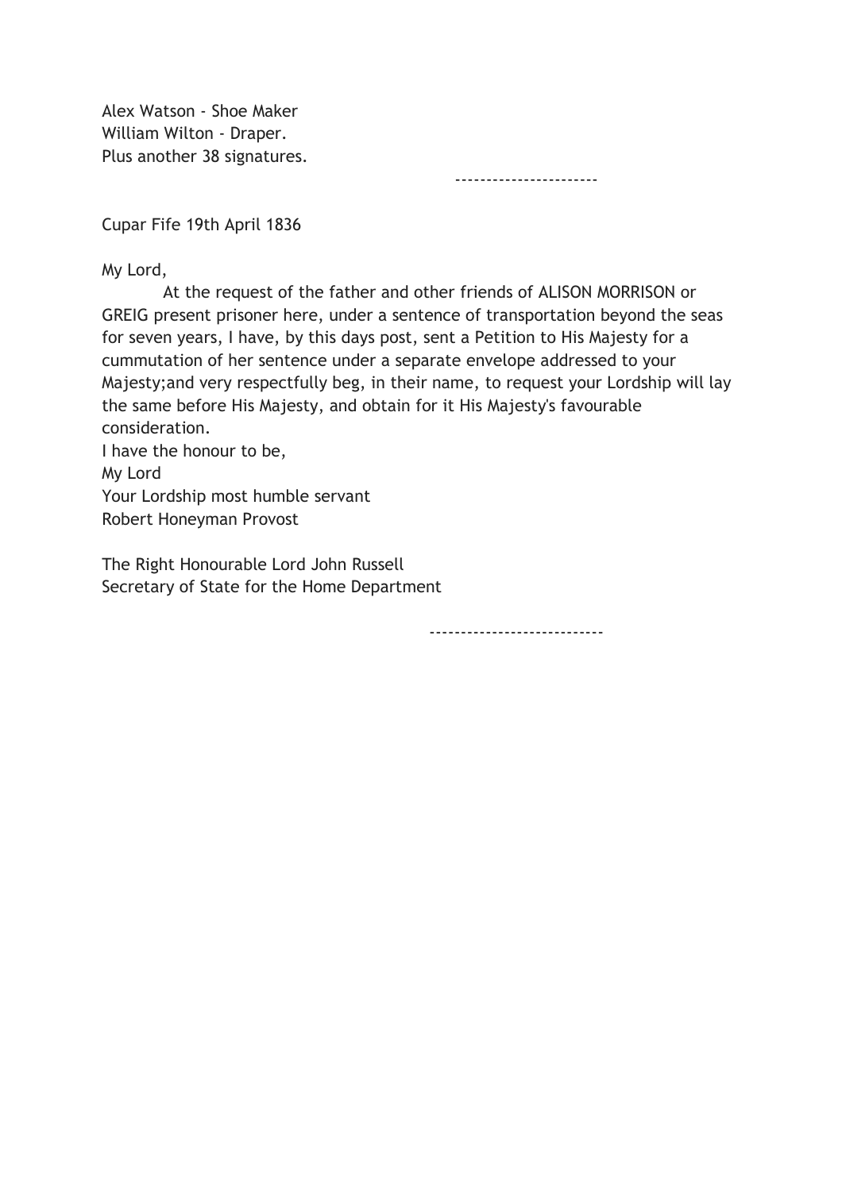Alex Watson - Shoe Maker
William Wilton - Draper.
Plus another 38 signatures.

----------------------

Cupar Fife 19th April 1836

My Lord,

At the request of the father and other friends of ALISON MORRISON or GREIG present prisoner here, under a sentence of transportation beyond the seas for seven years, I have, by this days post, sent a Petition to His Majesty for a cummutation of her sentence under a separate envelope addressed to your Majesty;and very respectfully beg, in their name, to request your Lordship will lay the same before His Majesty, and obtain for it His Majesty's favourable consideration.

I have the honour to be,
My Lord
Your Lordship most humble servant
Robert Honeyman Provost

The Right Honourable Lord John Russell
Secretary of State for the Home Department

---------------------------